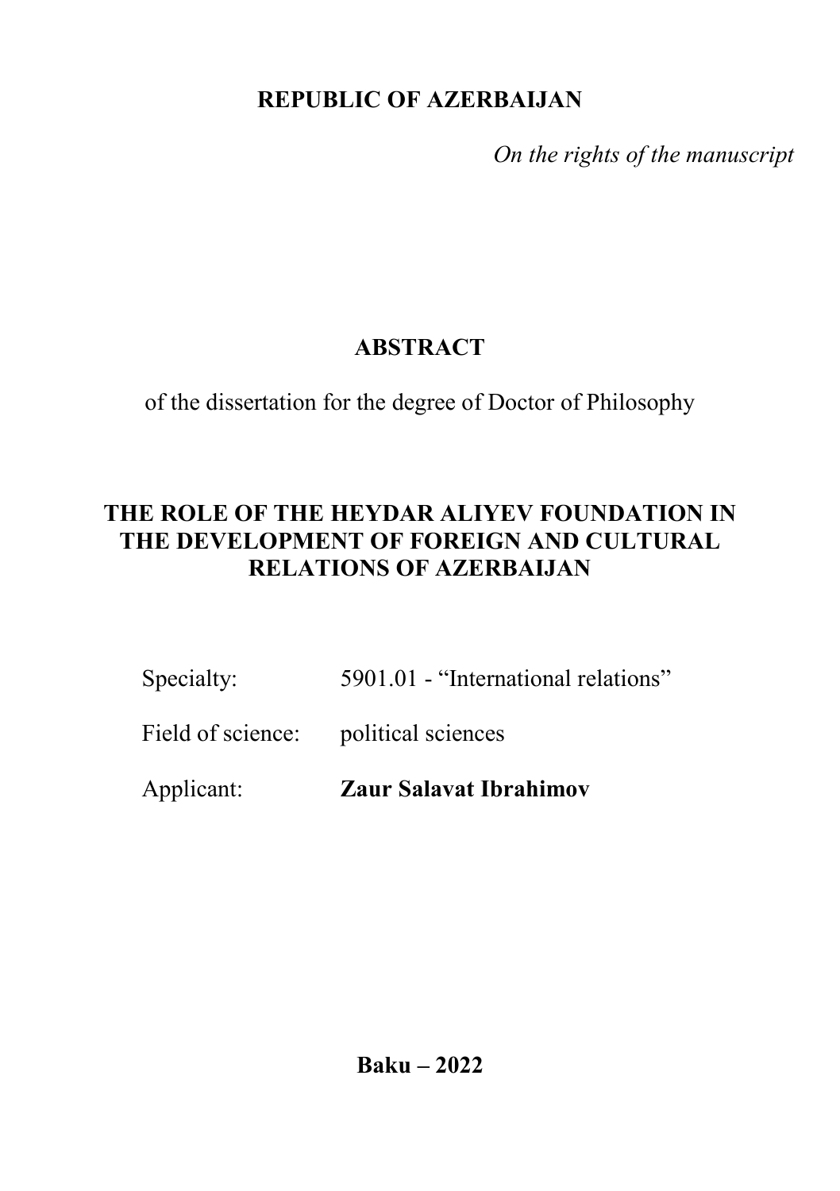**REPUBLIC OF AZERBAIJAN**

*On the rights of the manuscript*

# ABSTRACT

of the dissertation for the degree of Doctor of Philosophy

## THE ROLE OF THE HEYDAR ALIYEV FOUNDATION IN THE DEVELOPMENT OF FOREIGN AND CULTURAL RELATIONS OF AZERBAIJAN

Specialty: 5901.01 - "International relations"

Field of science: political sciences

Applicant: **Zaur Salavat Ibrahimov**

**Baku – 2022**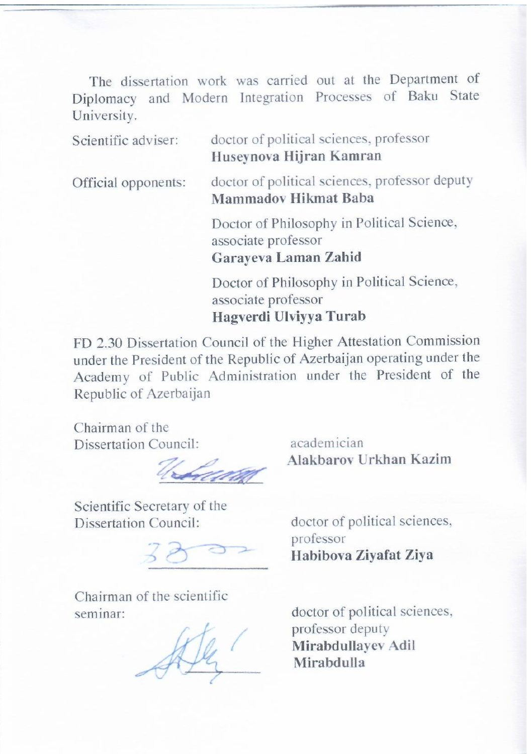The dissertation work was carried out at the Department of Diplomacy and Modern Integration Processes of Baku State University.

Scientific adviser: doctor of political sciences, professor
**Huseynova Hijran Kamran**

Official opponents: doctor of political sciences, professor deputy
**Mammadov Hikmat Baba**

Doctor of Philosophy in Political Science, associate professor
**Garayeva Laman Zahid**

Doctor of Philosophy in Political Science, associate professor
**Hagverdi Ulviyya Turab**

FD 2.30 Dissertation Council of the Higher Attestation Commission under the President of the Republic of Azerbaijan operating under the Academy of Public Administration under the President of the Republic of Azerbaijan

Chairman of the Dissertation Council: academician
**Alakbarov Urkhan Kazim**

Scientific Secretary of the Dissertation Council: doctor of political sciences, professor
**Habibova Ziyafat Ziya**

Chairman of the scientific seminar: doctor of political sciences, professor deputy
**Mirabdullayev Adil Mirabdulla**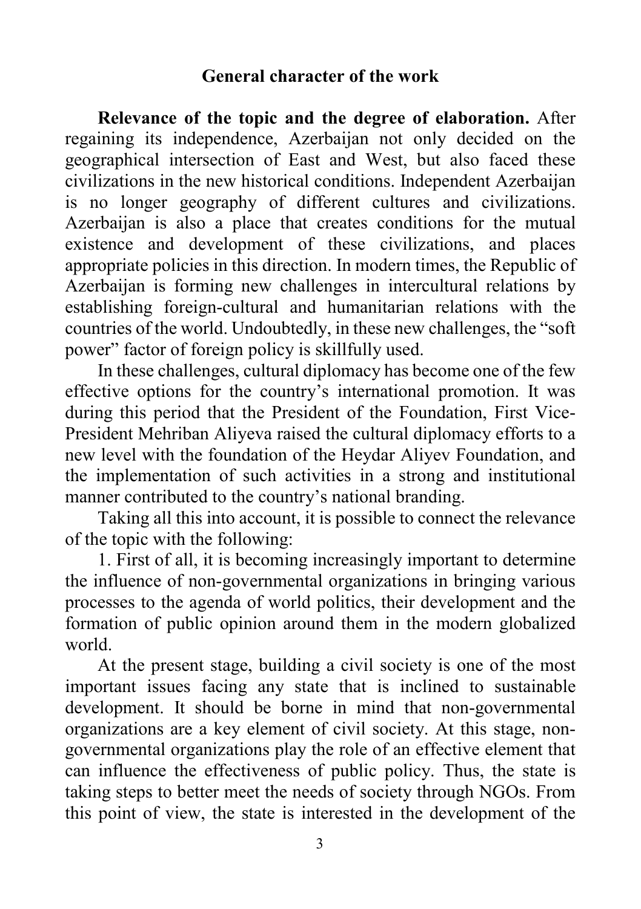## General character of the work

**Relevance of the topic and the degree of elaboration.** After regaining its independence, Azerbaijan not only decided on the geographical intersection of East and West, but also faced these civilizations in the new historical conditions. Independent Azerbaijan is no longer geography of different cultures and civilizations. Azerbaijan is also a place that creates conditions for the mutual existence and development of these civilizations, and places appropriate policies in this direction. In modern times, the Republic of Azerbaijan is forming new challenges in intercultural relations by establishing foreign-cultural and humanitarian relations with the countries of the world. Undoubtedly, in these new challenges, the "soft power" factor of foreign policy is skillfully used.

In these challenges, cultural diplomacy has become one of the few effective options for the country's international promotion. It was during this period that the President of the Foundation, First Vice-President Mehriban Aliyeva raised the cultural diplomacy efforts to a new level with the foundation of the Heydar Aliyev Foundation, and the implementation of such activities in a strong and institutional manner contributed to the country's national branding.

Taking all this into account, it is possible to connect the relevance of the topic with the following:

1. First of all, it is becoming increasingly important to determine the influence of non-governmental organizations in bringing various processes to the agenda of world politics, their development and the formation of public opinion around them in the modern globalized world.

At the present stage, building a civil society is one of the most important issues facing any state that is inclined to sustainable development. It should be borne in mind that non-governmental organizations are a key element of civil society. At this stage, non-governmental organizations play the role of an effective element that can influence the effectiveness of public policy. Thus, the state is taking steps to better meet the needs of society through NGOs. From this point of view, the state is interested in the development of the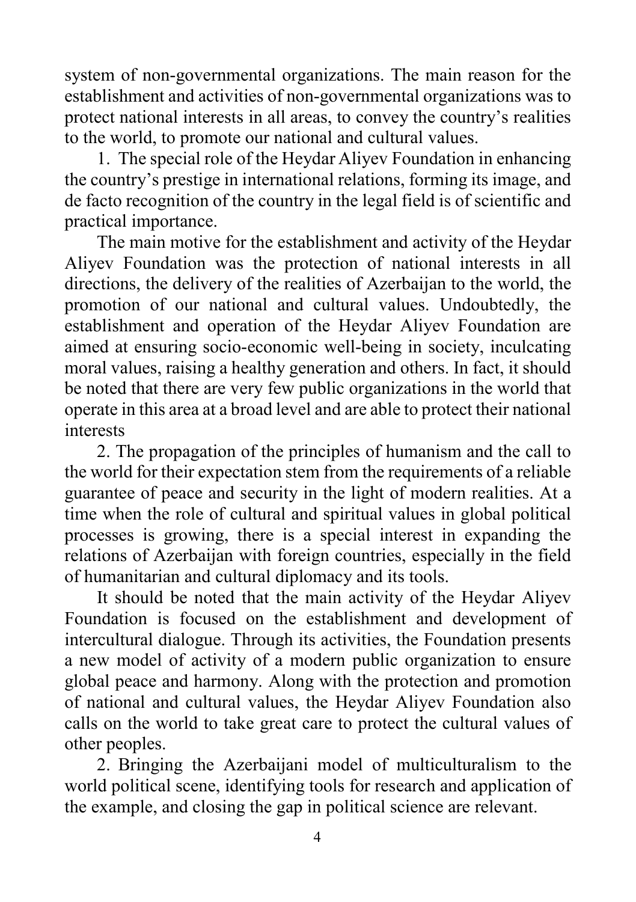system of non-governmental organizations. The main reason for the establishment and activities of non-governmental organizations was to protect national interests in all areas, to convey the country's realities to the world, to promote our national and cultural values.

1. The special role of the Heydar Aliyev Foundation in enhancing the country's prestige in international relations, forming its image, and de facto recognition of the country in the legal field is of scientific and practical importance.

The main motive for the establishment and activity of the Heydar Aliyev Foundation was the protection of national interests in all directions, the delivery of the realities of Azerbaijan to the world, the promotion of our national and cultural values. Undoubtedly, the establishment and operation of the Heydar Aliyev Foundation are aimed at ensuring socio-economic well-being in society, inculcating moral values, raising a healthy generation and others. In fact, it should be noted that there are very few public organizations in the world that operate in this area at a broad level and are able to protect their national interests

2. The propagation of the principles of humanism and the call to the world for their expectation stem from the requirements of a reliable guarantee of peace and security in the light of modern realities. At a time when the role of cultural and spiritual values in global political processes is growing, there is a special interest in expanding the relations of Azerbaijan with foreign countries, especially in the field of humanitarian and cultural diplomacy and its tools.

It should be noted that the main activity of the Heydar Aliyev Foundation is focused on the establishment and development of intercultural dialogue. Through its activities, the Foundation presents a new model of activity of a modern public organization to ensure global peace and harmony. Along with the protection and promotion of national and cultural values, the Heydar Aliyev Foundation also calls on the world to take great care to protect the cultural values of other peoples.

2. Bringing the Azerbaijani model of multiculturalism to the world political scene, identifying tools for research and application of the example, and closing the gap in political science are relevant.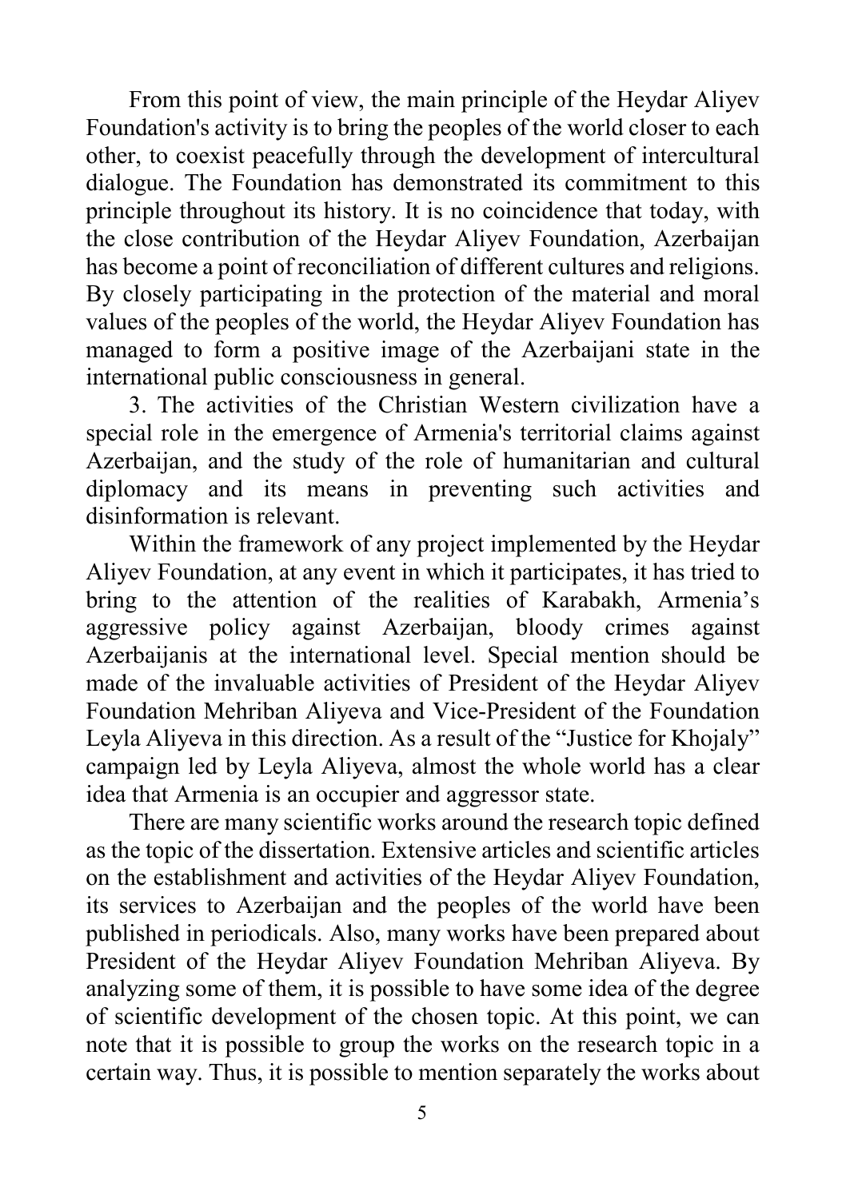From this point of view, the main principle of the Heydar Aliyev Foundation's activity is to bring the peoples of the world closer to each other, to coexist peacefully through the development of intercultural dialogue. The Foundation has demonstrated its commitment to this principle throughout its history. It is no coincidence that today, with the close contribution of the Heydar Aliyev Foundation, Azerbaijan has become a point of reconciliation of different cultures and religions. By closely participating in the protection of the material and moral values of the peoples of the world, the Heydar Aliyev Foundation has managed to form a positive image of the Azerbaijani state in the international public consciousness in general.

3. The activities of the Christian Western civilization have a special role in the emergence of Armenia's territorial claims against Azerbaijan, and the study of the role of humanitarian and cultural diplomacy and its means in preventing such activities and disinformation is relevant.

Within the framework of any project implemented by the Heydar Aliyev Foundation, at any event in which it participates, it has tried to bring to the attention of the realities of Karabakh, Armenia's aggressive policy against Azerbaijan, bloody crimes against Azerbaijanis at the international level. Special mention should be made of the invaluable activities of President of the Heydar Aliyev Foundation Mehriban Aliyeva and Vice-President of the Foundation Leyla Aliyeva in this direction. As a result of the "Justice for Khojaly" campaign led by Leyla Aliyeva, almost the whole world has a clear idea that Armenia is an occupier and aggressor state.

There are many scientific works around the research topic defined as the topic of the dissertation. Extensive articles and scientific articles on the establishment and activities of the Heydar Aliyev Foundation, its services to Azerbaijan and the peoples of the world have been published in periodicals. Also, many works have been prepared about President of the Heydar Aliyev Foundation Mehriban Aliyeva. By analyzing some of them, it is possible to have some idea of the degree of scientific development of the chosen topic. At this point, we can note that it is possible to group the works on the research topic in a certain way. Thus, it is possible to mention separately the works about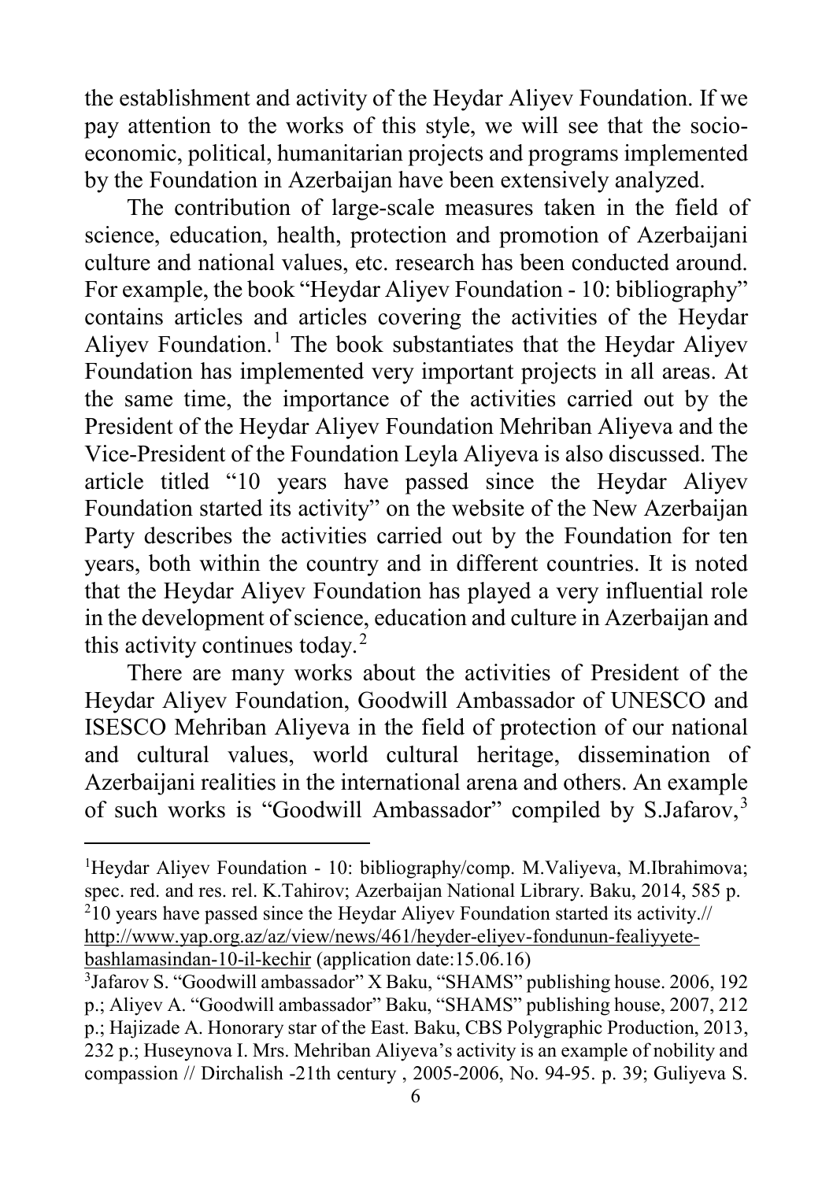the establishment and activity of the Heydar Aliyev Foundation. If we pay attention to the works of this style, we will see that the socio-economic, political, humanitarian projects and programs implemented by the Foundation in Azerbaijan have been extensively analyzed.

The contribution of large-scale measures taken in the field of science, education, health, protection and promotion of Azerbaijani culture and national values, etc. research has been conducted around. For example, the book "Heydar Aliyev Foundation - 10: bibliography" contains articles and articles covering the activities of the Heydar Aliyev Foundation.[1] The book substantiates that the Heydar Aliyev Foundation has implemented very important projects in all areas. At the same time, the importance of the activities carried out by the President of the Heydar Aliyev Foundation Mehriban Aliyeva and the Vice-President of the Foundation Leyla Aliyeva is also discussed. The article titled "10 years have passed since the Heydar Aliyev Foundation started its activity" on the website of the New Azerbaijan Party describes the activities carried out by the Foundation for ten years, both within the country and in different countries. It is noted that the Heydar Aliyev Foundation has played a very influential role in the development of science, education and culture in Azerbaijan and this activity continues today.[2]

There are many works about the activities of President of the Heydar Aliyev Foundation, Goodwill Ambassador of UNESCO and ISESCO Mehriban Aliyeva in the field of protection of our national and cultural values, world cultural heritage, dissemination of Azerbaijani realities in the international arena and others. An example of such works is "Goodwill Ambassador" compiled by S.Jafarov,[3]

---

[1] Heydar Aliyev Foundation - 10: bibliography/comp. M.Valiyeva, M.Ibrahimova; spec. red. and res. rel. K.Tahirov; Azerbaijan National Library. Baku, 2014, 585 p.

[2] 10 years have passed since the Heydar Aliyev Foundation started its activity.// http://www.yap.org.az/az/view/news/461/heyder-eliyev-fondunun-fealiyyete-bashlamasindan-10-il-kechir (application date:15.06.16)

[3] Jafarov S. "Goodwill ambassador" X Baku, "SHAMS" publishing house. 2006, 192 p.; Aliyev A. "Goodwill ambassador" Baku, "SHAMS" publishing house, 2007, 212 p.; Hajizade A. Honorary star of the East. Baku, CBS Polygraphic Production, 2013, 232 p.; Huseynova I. Mrs. Mehriban Aliyeva's activity is an example of nobility and compassion // Dirchalish -21th century , 2005-2006, No. 94-95. p. 39; Guliyeva S.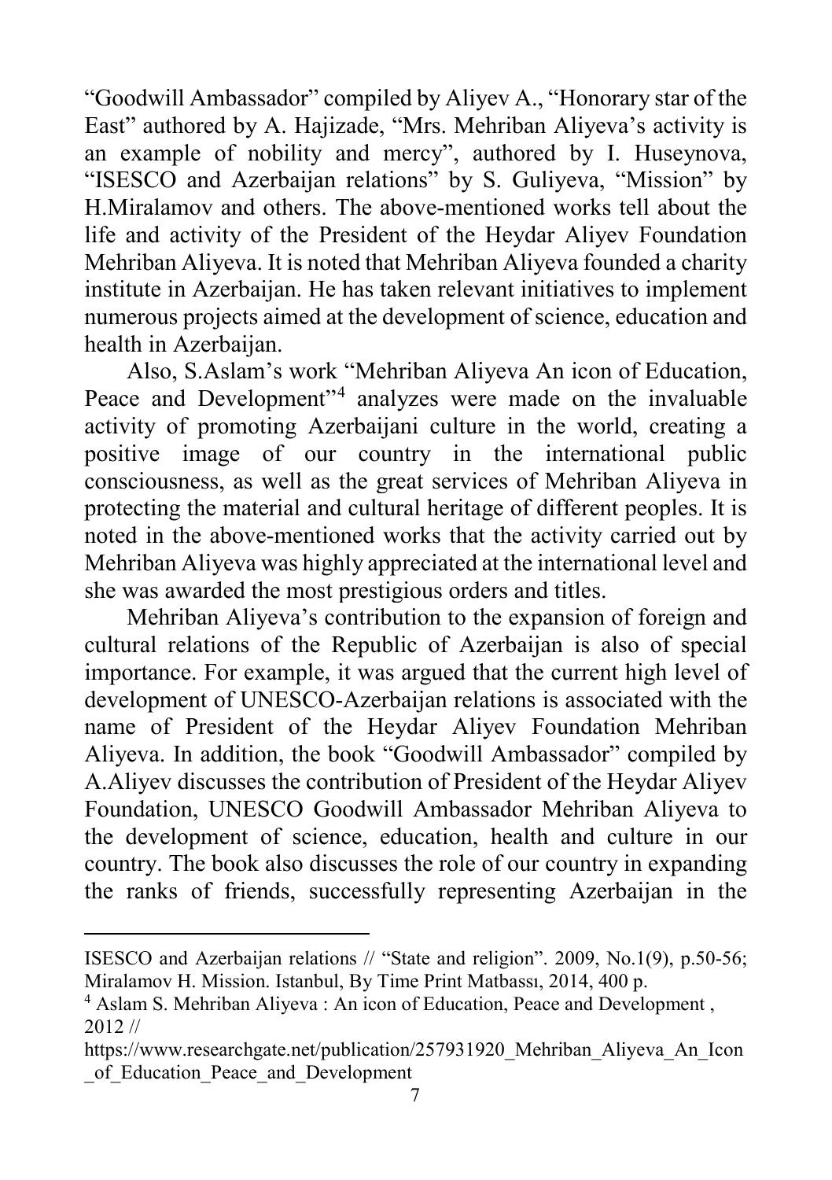"Goodwill Ambassador" compiled by Aliyev A., "Honorary star of the East" authored by A. Hajizade, "Mrs. Mehriban Aliyeva's activity is an example of nobility and mercy", authored by I. Huseynova, "ISESCO and Azerbaijan relations" by S. Guliyeva, "Mission" by H.Miralamov and others. The above-mentioned works tell about the life and activity of the President of the Heydar Aliyev Foundation Mehriban Aliyeva. It is noted that Mehriban Aliyeva founded a charity institute in Azerbaijan. He has taken relevant initiatives to implement numerous projects aimed at the development of science, education and health in Azerbaijan.

Also, S.Aslam's work "Mehriban Aliyeva An icon of Education, Peace and Development"[4] analyzes were made on the invaluable activity of promoting Azerbaijani culture in the world, creating a positive image of our country in the international public consciousness, as well as the great services of Mehriban Aliyeva in protecting the material and cultural heritage of different peoples. It is noted in the above-mentioned works that the activity carried out by Mehriban Aliyeva was highly appreciated at the international level and she was awarded the most prestigious orders and titles.

Mehriban Aliyeva's contribution to the expansion of foreign and cultural relations of the Republic of Azerbaijan is also of special importance. For example, it was argued that the current high level of development of UNESCO-Azerbaijan relations is associated with the name of President of the Heydar Aliyev Foundation Mehriban Aliyeva. In addition, the book "Goodwill Ambassador" compiled by A.Aliyev discusses the contribution of President of the Heydar Aliyev Foundation, UNESCO Goodwill Ambassador Mehriban Aliyeva to the development of science, education, health and culture in our country. The book also discusses the role of our country in expanding the ranks of friends, successfully representing Azerbaijan in the

---

ISESCO and Azerbaijan relations // "State and religion". 2009, No.1(9), p.50-56; Miralamov H. Mission. Istanbul, By Time Print Matbassı, 2014, 400 p.

[4] Aslam S. Mehriban Aliyeva : An icon of Education, Peace and Development , 2012 // https://www.researchgate.net/publication/257931920_Mehriban_Aliyeva_An_Icon_of_Education_Peace_and_Development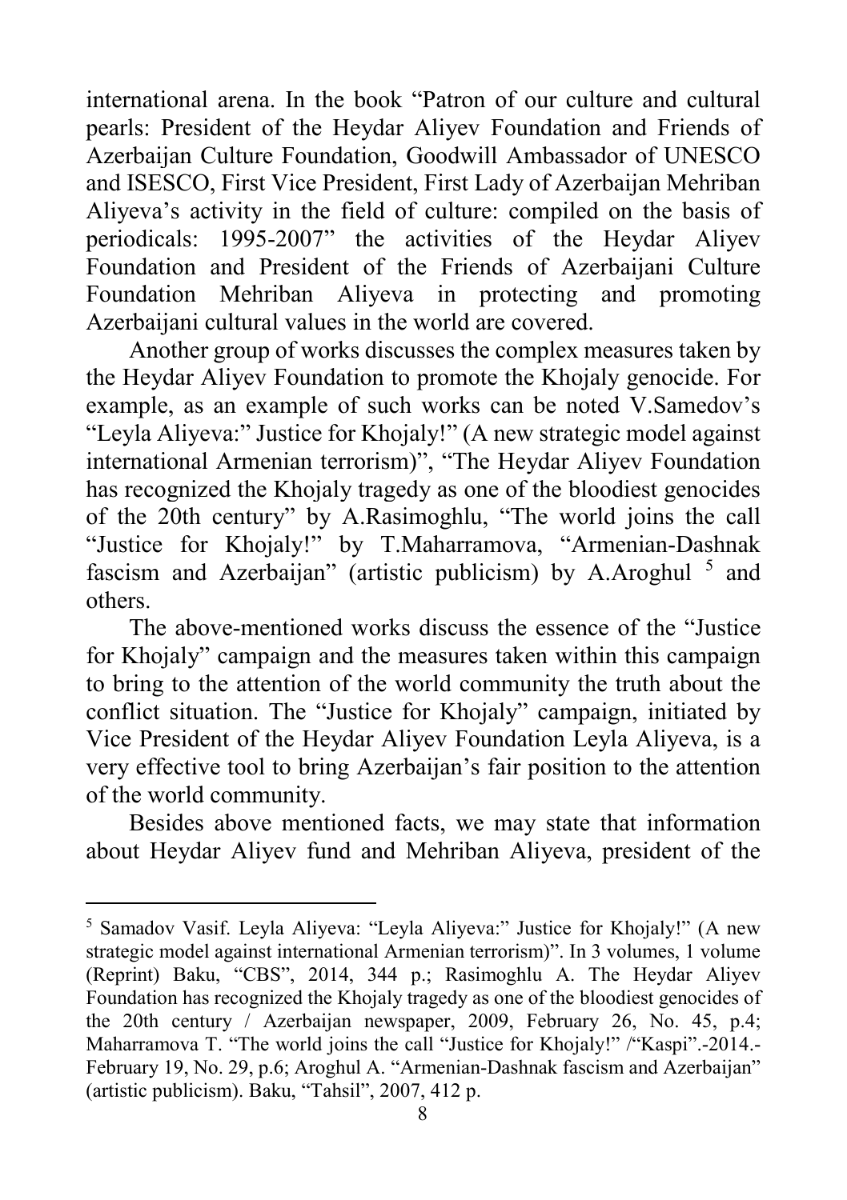international arena. In the book "Patron of our culture and cultural pearls: President of the Heydar Aliyev Foundation and Friends of Azerbaijan Culture Foundation, Goodwill Ambassador of UNESCO and ISESCO, First Vice President, First Lady of Azerbaijan Mehriban Aliyeva's activity in the field of culture: compiled on the basis of periodicals: 1995-2007" the activities of the Heydar Aliyev Foundation and President of the Friends of Azerbaijani Culture Foundation Mehriban Aliyeva in protecting and promoting Azerbaijani cultural values in the world are covered.

Another group of works discusses the complex measures taken by the Heydar Aliyev Foundation to promote the Khojaly genocide. For example, as an example of such works can be noted V.Samedov's "Leyla Aliyeva:" Justice for Khojaly!" (A new strategic model against international Armenian terrorism)", "The Heydar Aliyev Foundation has recognized the Khojaly tragedy as one of the bloodiest genocides of the 20th century" by A.Rasimoghlu, "The world joins the call "Justice for Khojaly!" by T.Maharramova, "Armenian-Dashnak fascism and Azerbaijan" (artistic publicism) by A.Aroghul [5] and others.

The above-mentioned works discuss the essence of the "Justice for Khojaly" campaign and the measures taken within this campaign to bring to the attention of the world community the truth about the conflict situation. The "Justice for Khojaly" campaign, initiated by Vice President of the Heydar Aliyev Foundation Leyla Aliyeva, is a very effective tool to bring Azerbaijan's fair position to the attention of the world community.

Besides above mentioned facts, we may state that information about Heydar Aliyev fund and Mehriban Aliyeva, president of the

---

[5] Samadov Vasif. Leyla Aliyeva: "Leyla Aliyeva:" Justice for Khojaly!" (A new strategic model against international Armenian terrorism)". In 3 volumes, 1 volume (Reprint) Baku, "CBS", 2014, 344 p.; Rasimoghlu A. The Heydar Aliyev Foundation has recognized the Khojaly tragedy as one of the bloodiest genocides of the 20th century / Azerbaijan newspaper, 2009, February 26, No. 45, p.4; Maharramova T. "The world joins the call "Justice for Khojaly!" /"Kaspi".-2014.- February 19, No. 29, p.6; Aroghul A. "Armenian-Dashnak fascism and Azerbaijan" (artistic publicism). Baku, "Tahsil", 2007, 412 p.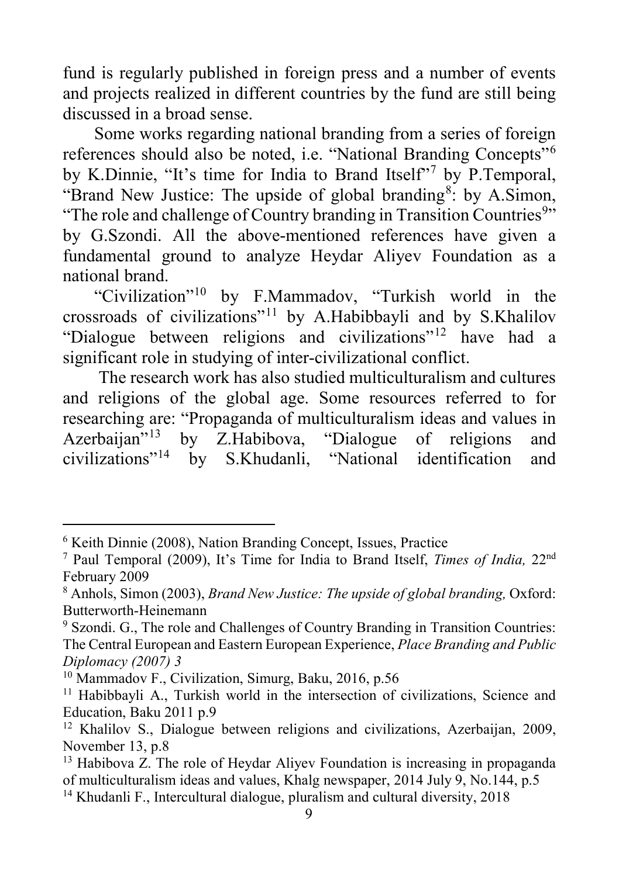fund is regularly published in foreign press and a number of events and projects realized in different countries by the fund are still being discussed in a broad sense.

Some works regarding national branding from a series of foreign references should also be noted, i.e. "National Branding Concepts"[6] by K.Dinnie, "It's time for India to Brand Itself"[7] by P.Temporal, "Brand New Justice: The upside of global branding[8]: by A.Simon, "The role and challenge of Country branding in Transition Countries[9]" by G.Szondi. All the above-mentioned references have given a fundamental ground to analyze Heydar Aliyev Foundation as a national brand.

"Civilization"[10] by F.Mammadov, "Turkish world in the crossroads of civilizations"[11] by A.Habibbayli and by S.Khalilov "Dialogue between religions and civilizations"[12] have had a significant role in studying of inter-civilizational conflict.

The research work has also studied multiculturalism and cultures and religions of the global age. Some resources referred to for researching are: "Propaganda of multiculturalism ideas and values in Azerbaijan"[13] by Z.Habibova, "Dialogue of religions and civilizations"[14] by S.Khudanli, "National identification and

---

[6] Keith Dinnie (2008), Nation Branding Concept, Issues, Practice

[7] Paul Temporal (2009), It's Time for India to Brand Itself, *Times of India,* 22nd February 2009

[8] Anhols, Simon (2003), *Brand New Justice: The upside of global branding,* Oxford: Butterworth-Heinemann

[9] Szondi. G., The role and Challenges of Country Branding in Transition Countries: The Central European and Eastern European Experience, *Place Branding and Public Diplomacy (2007) 3*

[10] Mammadov F., Civilization, Simurg, Baku, 2016, p.56

[11] Habibbayli A., Turkish world in the intersection of civilizations, Science and Education, Baku 2011 p.9

[12] Khalilov S., Dialogue between religions and civilizations, Azerbaijan, 2009, November 13, p.8

[13] Habibova Z. The role of Heydar Aliyev Foundation is increasing in propaganda of multiculturalism ideas and values, Khalg newspaper, 2014 July 9, No.144, p.5

[14] Khudanli F., Intercultural dialogue, pluralism and cultural diversity, 2018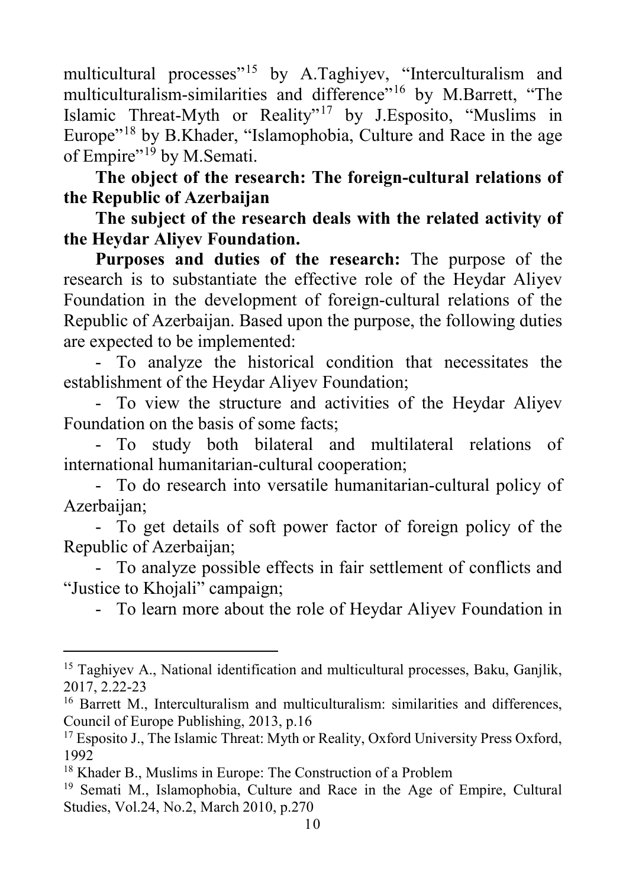multicultural processes"[15] by A.Taghiyev, "Interculturalism and multiculturalism-similarities and difference"[16] by M.Barrett, "The Islamic Threat-Myth or Reality"[17] by J.Esposito, "Muslims in Europe"[18] by B.Khader, "Islamophobia, Culture and Race in the age of Empire"[19] by M.Semati.

**The object of the research: The foreign-cultural relations of the Republic of Azerbaijan**

**The subject of the research deals with the related activity of the Heydar Aliyev Foundation.**

**Purposes and duties of the research:** The purpose of the research is to substantiate the effective role of the Heydar Aliyev Foundation in the development of foreign-cultural relations of the Republic of Azerbaijan. Based upon the purpose, the following duties are expected to be implemented:

- To analyze the historical condition that necessitates the establishment of the Heydar Aliyev Foundation;
- To view the structure and activities of the Heydar Aliyev Foundation on the basis of some facts;
- To study both bilateral and multilateral relations of international humanitarian-cultural cooperation;
- To do research into versatile humanitarian-cultural policy of Azerbaijan;
- To get details of soft power factor of foreign policy of the Republic of Azerbaijan;
- To analyze possible effects in fair settlement of conflicts and "Justice to Khojali" campaign;
- To learn more about the role of Heydar Aliyev Foundation in

---

[15] Taghiyev A., National identification and multicultural processes, Baku, Ganjlik, 2017, 2.22-23

[16] Barrett M., Interculturalism and multiculturalism: similarities and differences, Council of Europe Publishing, 2013, p.16

[17] Esposito J., The Islamic Threat: Myth or Reality, Oxford University Press Oxford, 1992

[18] Khader B., Muslims in Europe: The Construction of a Problem

[19] Semati M., Islamophobia, Culture and Race in the Age of Empire, Cultural Studies, Vol.24, No.2, March 2010, p.270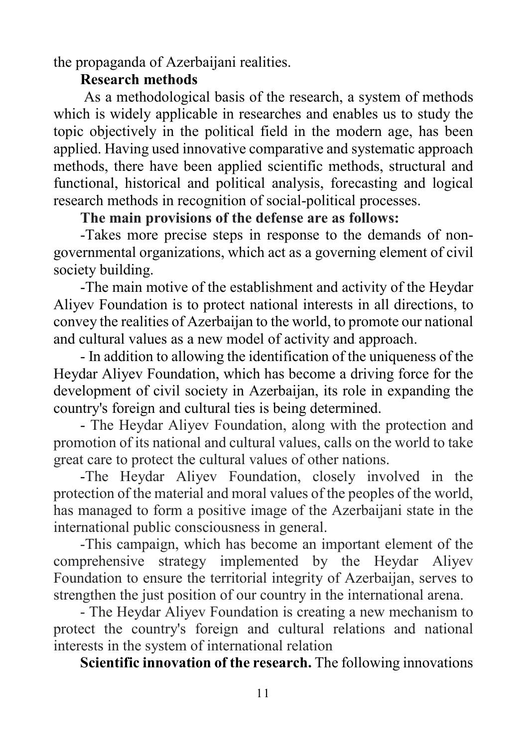the propaganda of Azerbaijani realities.

**Research methods**

As a methodological basis of the research, a system of methods which is widely applicable in researches and enables us to study the topic objectively in the political field in the modern age, has been applied. Having used innovative comparative and systematic approach methods, there have been applied scientific methods, structural and functional, historical and political analysis, forecasting and logical research methods in recognition of social-political processes.

**The main provisions of the defense are as follows:**

-Takes more precise steps in response to the demands of non-governmental organizations, which act as a governing element of civil society building.

-The main motive of the establishment and activity of the Heydar Aliyev Foundation is to protect national interests in all directions, to convey the realities of Azerbaijan to the world, to promote our national and cultural values as a new model of activity and approach.

- In addition to allowing the identification of the uniqueness of the Heydar Aliyev Foundation, which has become a driving force for the development of civil society in Azerbaijan, its role in expanding the country's foreign and cultural ties is being determined.

- The Heydar Aliyev Foundation, along with the protection and promotion of its national and cultural values, calls on the world to take great care to protect the cultural values of other nations.

-The Heydar Aliyev Foundation, closely involved in the protection of the material and moral values of the peoples of the world, has managed to form a positive image of the Azerbaijani state in the international public consciousness in general.

-This campaign, which has become an important element of the comprehensive strategy implemented by the Heydar Aliyev Foundation to ensure the territorial integrity of Azerbaijan, serves to strengthen the just position of our country in the international arena.

- The Heydar Aliyev Foundation is creating a new mechanism to protect the country's foreign and cultural relations and national interests in the system of international relation

**Scientific innovation of the research.** The following innovations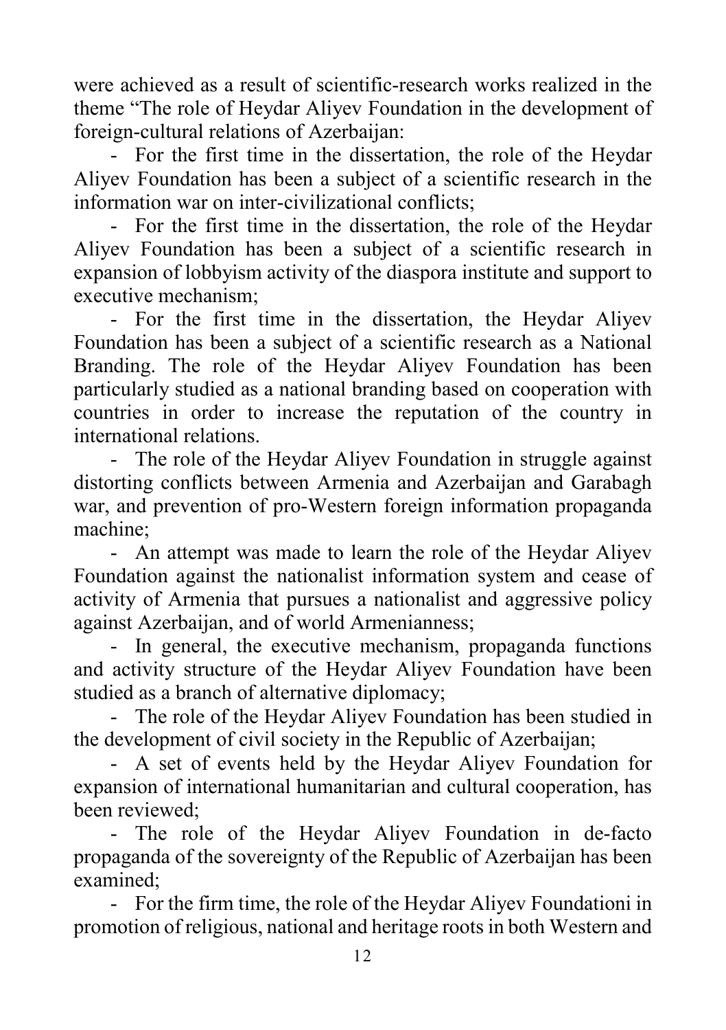were achieved as a result of scientific-research works realized in the theme "The role of Heydar Aliyev Foundation in the development of foreign-cultural relations of Azerbaijan:

- For the first time in the dissertation, the role of the Heydar Aliyev Foundation has been a subject of a scientific research in the information war on inter-civilizational conflicts;
- For the first time in the dissertation, the role of the Heydar Aliyev Foundation has been a subject of a scientific research in expansion of lobbyism activity of the diaspora institute and support to executive mechanism;
- For the first time in the dissertation, the Heydar Aliyev Foundation has been a subject of a scientific research as a National Branding. The role of the Heydar Aliyev Foundation has been particularly studied as a national branding based on cooperation with countries in order to increase the reputation of the country in international relations.
- The role of the Heydar Aliyev Foundation in struggle against distorting conflicts between Armenia and Azerbaijan and Garabagh war, and prevention of pro-Western foreign information propaganda machine;
- An attempt was made to learn the role of the Heydar Aliyev Foundation against the nationalist information system and cease of activity of Armenia that pursues a nationalist and aggressive policy against Azerbaijan, and of world Armenianness;
- In general, the executive mechanism, propaganda functions and activity structure of the Heydar Aliyev Foundation have been studied as a branch of alternative diplomacy;
- The role of the Heydar Aliyev Foundation has been studied in the development of civil society in the Republic of Azerbaijan;
- A set of events held by the Heydar Aliyev Foundation for expansion of international humanitarian and cultural cooperation, has been reviewed;
- The role of the Heydar Aliyev Foundation in de-facto propaganda of the sovereignty of the Republic of Azerbaijan has been examined;
- For the firm time, the role of the Heydar Aliyev Foundationi in promotion of religious, national and heritage roots in both Western and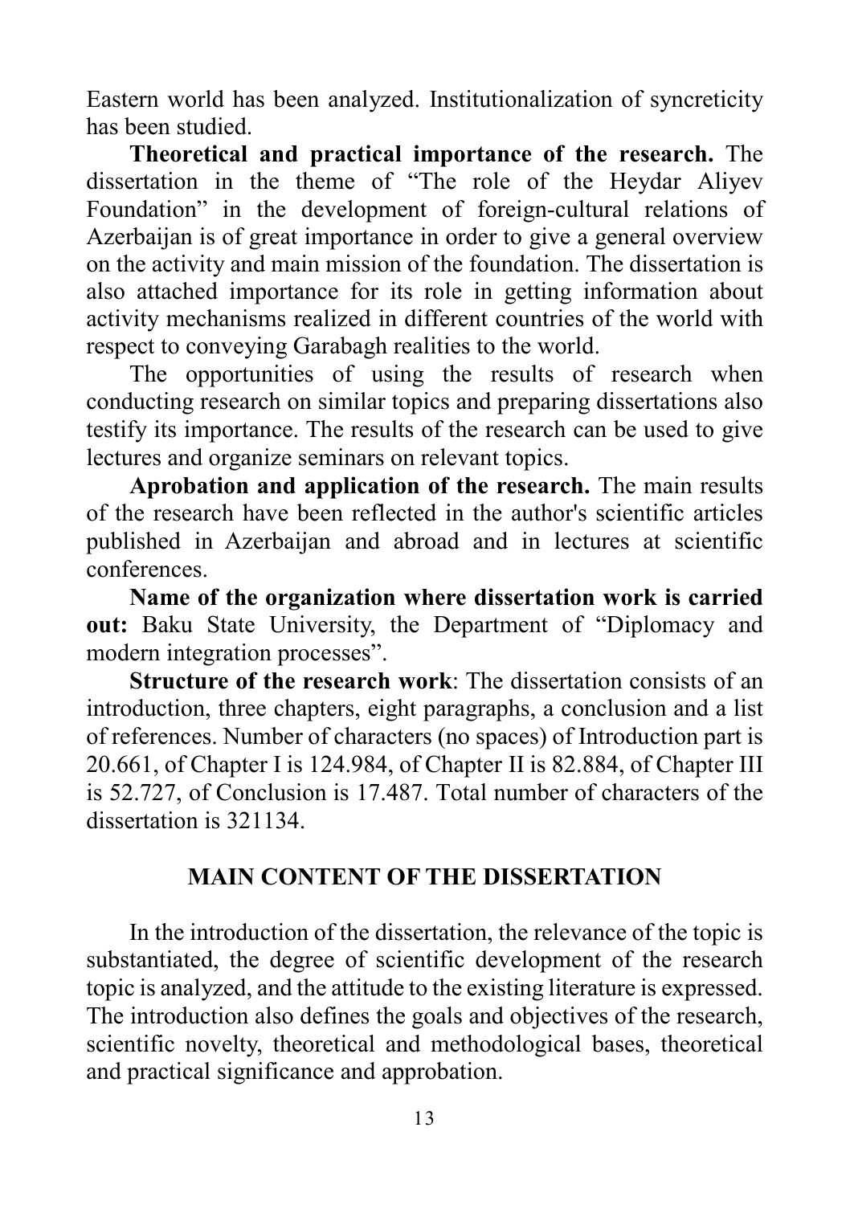Eastern world has been analyzed. Institutionalization of syncreticity has been studied.

**Theoretical and practical importance of the research.** The dissertation in the theme of "The role of the Heydar Aliyev Foundation" in the development of foreign-cultural relations of Azerbaijan is of great importance in order to give a general overview on the activity and main mission of the foundation. The dissertation is also attached importance for its role in getting information about activity mechanisms realized in different countries of the world with respect to conveying Garabagh realities to the world.

The opportunities of using the results of research when conducting research on similar topics and preparing dissertations also testify its importance. The results of the research can be used to give lectures and organize seminars on relevant topics.

**Aprobation and application of the research.** The main results of the research have been reflected in the author's scientific articles published in Azerbaijan and abroad and in lectures at scientific conferences.

**Name of the organization where dissertation work is carried out:** Baku State University, the Department of "Diplomacy and modern integration processes".

**Structure of the research work**: The dissertation consists of an introduction, three chapters, eight paragraphs, a conclusion and a list of references. Number of characters (no spaces) of Introduction part is 20.661, of Chapter I is 124.984, of Chapter II is 82.884, of Chapter III is 52.727, of Conclusion is 17.487. Total number of characters of the dissertation is 321134.

## MAIN CONTENT OF THE DISSERTATION

In the introduction of the dissertation, the relevance of the topic is substantiated, the degree of scientific development of the research topic is analyzed, and the attitude to the existing literature is expressed. The introduction also defines the goals and objectives of the research, scientific novelty, theoretical and methodological bases, theoretical and practical significance and approbation.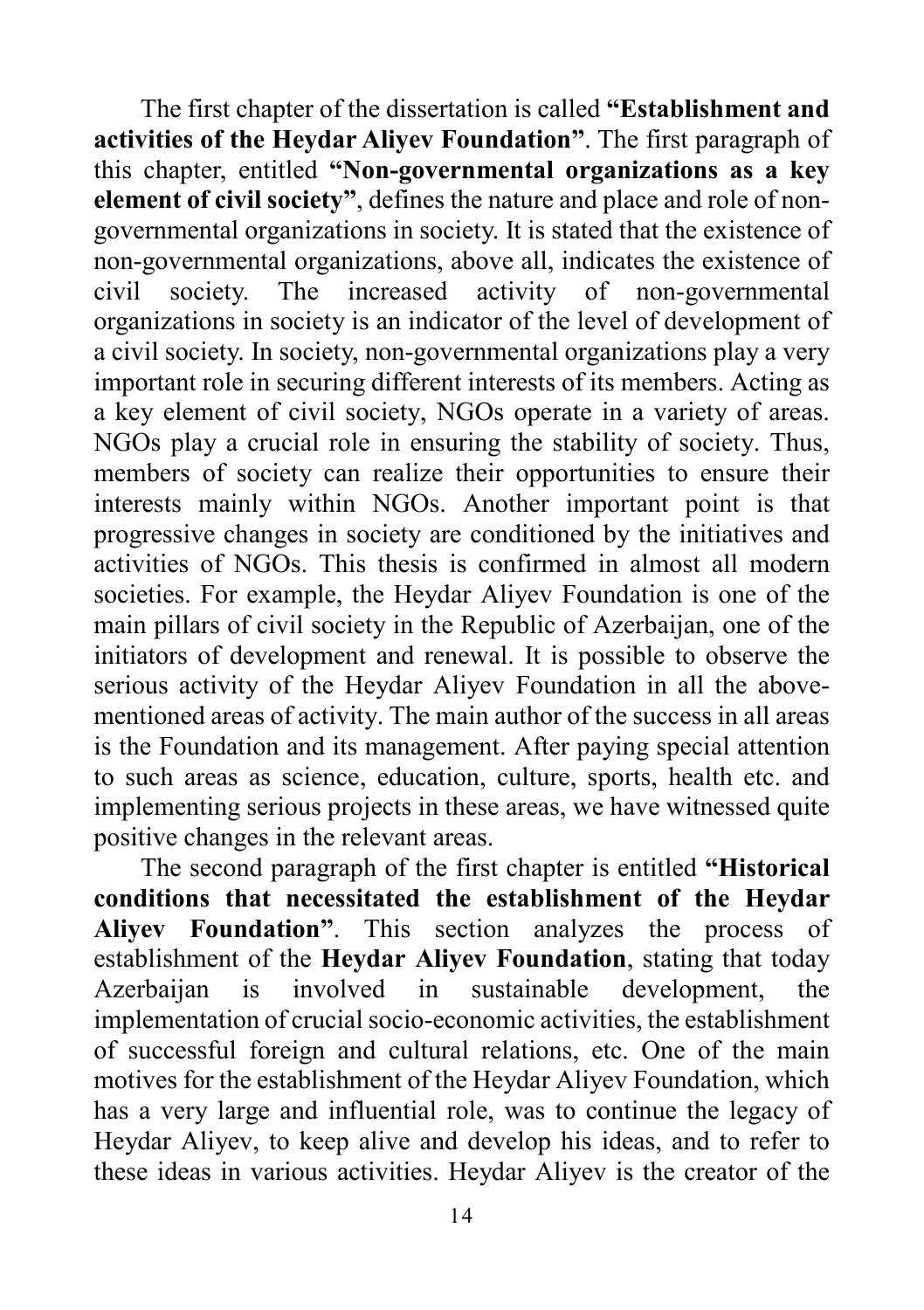The first chapter of the dissertation is called **"Establishment and activities of the Heydar Aliyev Foundation"**. The first paragraph of this chapter, entitled **"Non-governmental organizations as a key element of civil society"**, defines the nature and place and role of non-governmental organizations in society. It is stated that the existence of non-governmental organizations, above all, indicates the existence of civil society. The increased activity of non-governmental organizations in society is an indicator of the level of development of a civil society. In society, non-governmental organizations play a very important role in securing different interests of its members. Acting as a key element of civil society, NGOs operate in a variety of areas. NGOs play a crucial role in ensuring the stability of society. Thus, members of society can realize their opportunities to ensure their interests mainly within NGOs. Another important point is that progressive changes in society are conditioned by the initiatives and activities of NGOs. This thesis is confirmed in almost all modern societies. For example, the Heydar Aliyev Foundation is one of the main pillars of civil society in the Republic of Azerbaijan, one of the initiators of development and renewal. It is possible to observe the serious activity of the Heydar Aliyev Foundation in all the above-mentioned areas of activity. The main author of the success in all areas is the Foundation and its management. After paying special attention to such areas as science, education, culture, sports, health etc. and implementing serious projects in these areas, we have witnessed quite positive changes in the relevant areas.

The second paragraph of the first chapter is entitled **"Historical conditions that necessitated the establishment of the Heydar Aliyev Foundation"**. This section analyzes the process of establishment of the **Heydar Aliyev Foundation**, stating that today Azerbaijan is involved in sustainable development, the implementation of crucial socio-economic activities, the establishment of successful foreign and cultural relations, etc. One of the main motives for the establishment of the Heydar Aliyev Foundation, which has a very large and influential role, was to continue the legacy of Heydar Aliyev, to keep alive and develop his ideas, and to refer to these ideas in various activities. Heydar Aliyev is the creator of the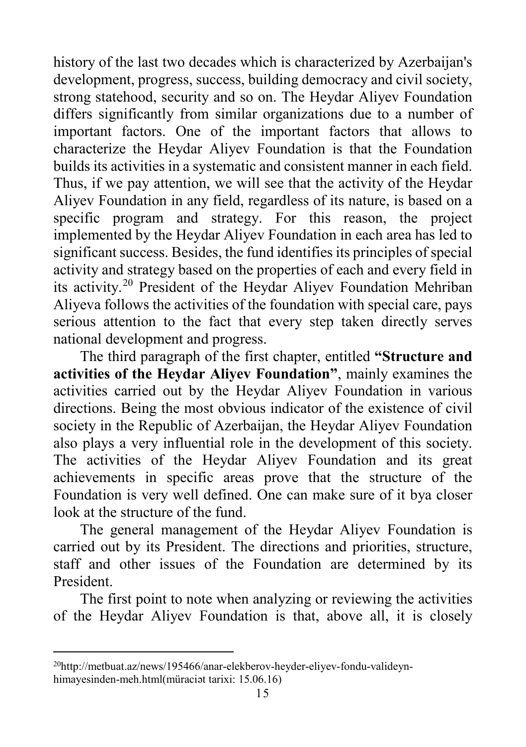history of the last two decades which is characterized by Azerbaijan's development, progress, success, building democracy and civil society, strong statehood, security and so on. The Heydar Aliyev Foundation differs significantly from similar organizations due to a number of important factors. One of the important factors that allows to characterize the Heydar Aliyev Foundation is that the Foundation builds its activities in a systematic and consistent manner in each field. Thus, if we pay attention, we will see that the activity of the Heydar Aliyev Foundation in any field, regardless of its nature, is based on a specific program and strategy. For this reason, the project implemented by the Heydar Aliyev Foundation in each area has led to significant success. Besides, the fund identifies its principles of special activity and strategy based on the properties of each and every field in its activity.[20] President of the Heydar Aliyev Foundation Mehriban Aliyeva follows the activities of the foundation with special care, pays serious attention to the fact that every step taken directly serves national development and progress.

The third paragraph of the first chapter, entitled **"Structure and activities of the Heydar Aliyev Foundation"**, mainly examines the activities carried out by the Heydar Aliyev Foundation in various directions. Being the most obvious indicator of the existence of civil society in the Republic of Azerbaijan, the Heydar Aliyev Foundation also plays a very influential role in the development of this society. The activities of the Heydar Aliyev Foundation and its great achievements in specific areas prove that the structure of the Foundation is very well defined. One can make sure of it bya closer look at the structure of the fund.

The general management of the Heydar Aliyev Foundation is carried out by its President. The directions and priorities, structure, staff and other issues of the Foundation are determined by its President.

The first point to note when analyzing or reviewing the activities of the Heydar Aliyev Foundation is that, above all, it is closely

---

[20] http://metbuat.az/news/195466/anar-elekberov-heyder-eliyev-fondu-valideyn-himayesinden-meh.html(müraciət tarixi: 15.06.16)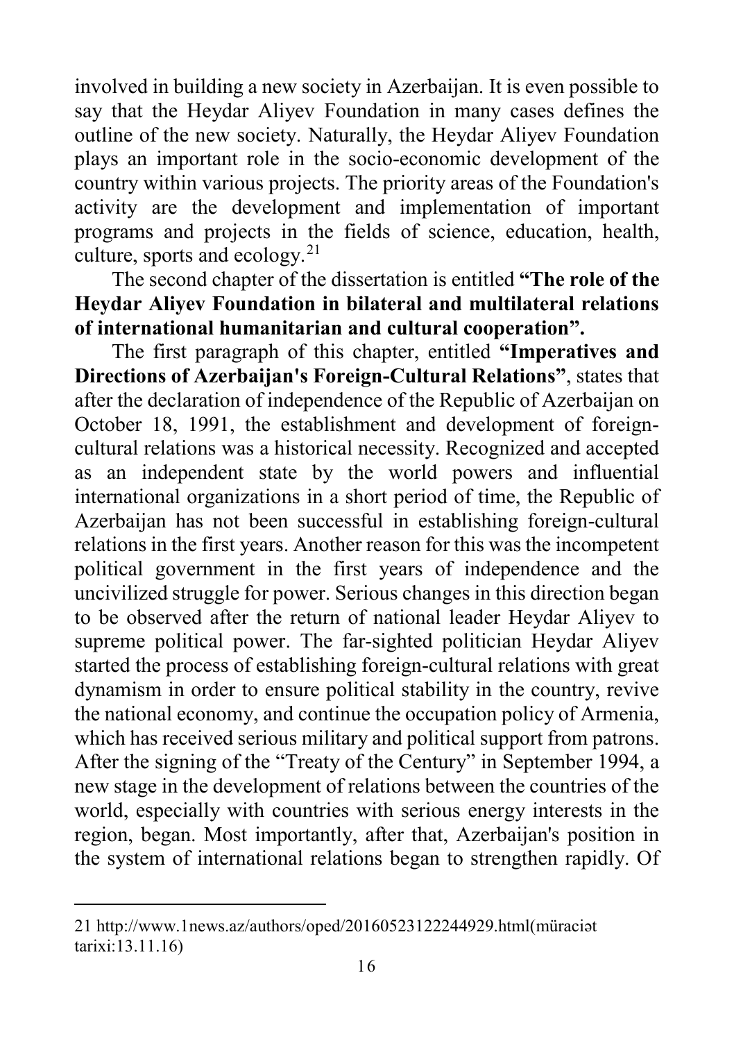involved in building a new society in Azerbaijan. It is even possible to say that the Heydar Aliyev Foundation in many cases defines the outline of the new society. Naturally, the Heydar Aliyev Foundation plays an important role in the socio-economic development of the country within various projects. The priority areas of the Foundation's activity are the development and implementation of important programs and projects in the fields of science, education, health, culture, sports and ecology.[21]

The second chapter of the dissertation is entitled **"The role of the Heydar Aliyev Foundation in bilateral and multilateral relations of international humanitarian and cultural cooperation".**

The first paragraph of this chapter, entitled **"Imperatives and Directions of Azerbaijan's Foreign-Cultural Relations"**, states that after the declaration of independence of the Republic of Azerbaijan on October 18, 1991, the establishment and development of foreign-cultural relations was a historical necessity. Recognized and accepted as an independent state by the world powers and influential international organizations in a short period of time, the Republic of Azerbaijan has not been successful in establishing foreign-cultural relations in the first years. Another reason for this was the incompetent political government in the first years of independence and the uncivilized struggle for power. Serious changes in this direction began to be observed after the return of national leader Heydar Aliyev to supreme political power. The far-sighted politician Heydar Aliyev started the process of establishing foreign-cultural relations with great dynamism in order to ensure political stability in the country, revive the national economy, and continue the occupation policy of Armenia, which has received serious military and political support from patrons. After the signing of the "Treaty of the Century" in September 1994, a new stage in the development of relations between the countries of the world, especially with countries with serious energy interests in the region, began. Most importantly, after that, Azerbaijan's position in the system of international relations began to strengthen rapidly. Of

---

21 http://www.1news.az/authors/oped/20160523122244929.html(müraciət tarixi:13.11.16)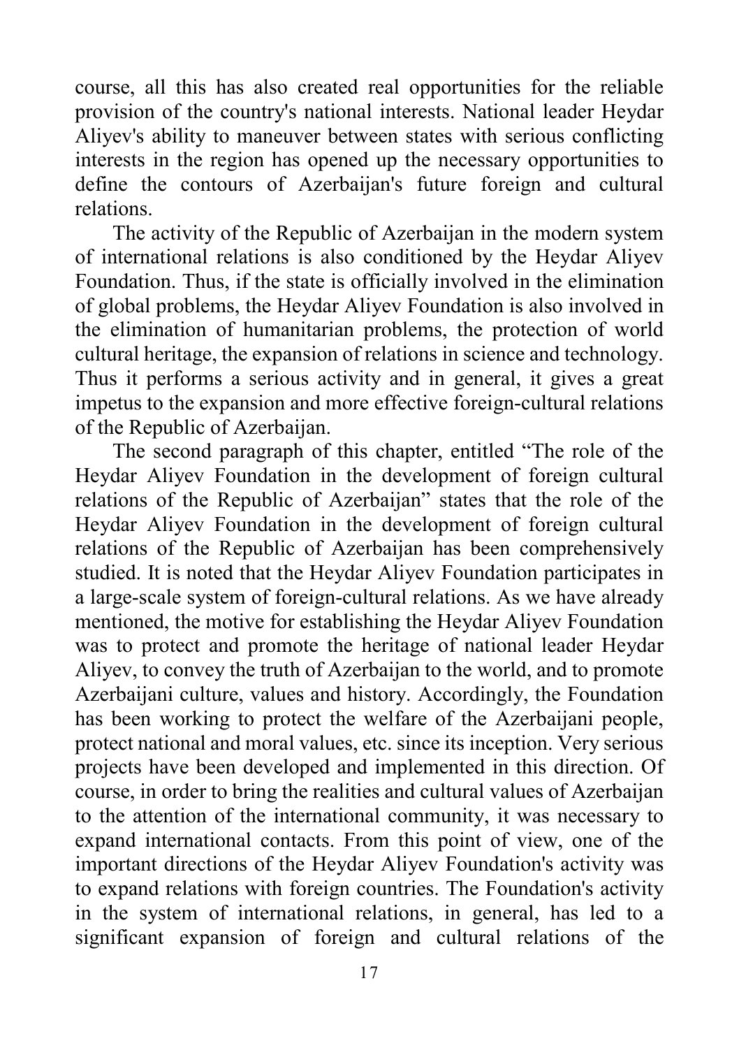course, all this has also created real opportunities for the reliable provision of the country's national interests. National leader Heydar Aliyev's ability to maneuver between states with serious conflicting interests in the region has opened up the necessary opportunities to define the contours of Azerbaijan's future foreign and cultural relations.

The activity of the Republic of Azerbaijan in the modern system of international relations is also conditioned by the Heydar Aliyev Foundation. Thus, if the state is officially involved in the elimination of global problems, the Heydar Aliyev Foundation is also involved in the elimination of humanitarian problems, the protection of world cultural heritage, the expansion of relations in science and technology. Thus it performs a serious activity and in general, it gives a great impetus to the expansion and more effective foreign-cultural relations of the Republic of Azerbaijan.

The second paragraph of this chapter, entitled "The role of the Heydar Aliyev Foundation in the development of foreign cultural relations of the Republic of Azerbaijan" states that the role of the Heydar Aliyev Foundation in the development of foreign cultural relations of the Republic of Azerbaijan has been comprehensively studied. It is noted that the Heydar Aliyev Foundation participates in a large-scale system of foreign-cultural relations. As we have already mentioned, the motive for establishing the Heydar Aliyev Foundation was to protect and promote the heritage of national leader Heydar Aliyev, to convey the truth of Azerbaijan to the world, and to promote Azerbaijani culture, values and history. Accordingly, the Foundation has been working to protect the welfare of the Azerbaijani people, protect national and moral values, etc. since its inception. Very serious projects have been developed and implemented in this direction. Of course, in order to bring the realities and cultural values of Azerbaijan to the attention of the international community, it was necessary to expand international contacts. From this point of view, one of the important directions of the Heydar Aliyev Foundation's activity was to expand relations with foreign countries. The Foundation's activity in the system of international relations, in general, has led to a significant expansion of foreign and cultural relations of the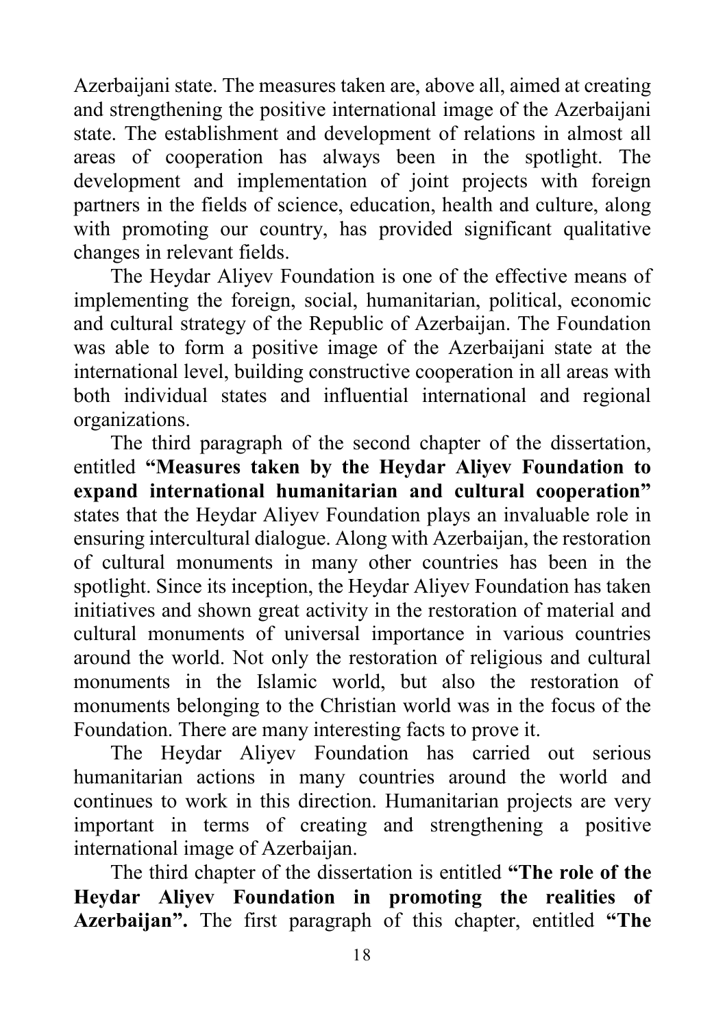Azerbaijani state. The measures taken are, above all, aimed at creating and strengthening the positive international image of the Azerbaijani state. The establishment and development of relations in almost all areas of cooperation has always been in the spotlight. The development and implementation of joint projects with foreign partners in the fields of science, education, health and culture, along with promoting our country, has provided significant qualitative changes in relevant fields.

The Heydar Aliyev Foundation is one of the effective means of implementing the foreign, social, humanitarian, political, economic and cultural strategy of the Republic of Azerbaijan. The Foundation was able to form a positive image of the Azerbaijani state at the international level, building constructive cooperation in all areas with both individual states and influential international and regional organizations.

The third paragraph of the second chapter of the dissertation, entitled **"Measures taken by the Heydar Aliyev Foundation to expand international humanitarian and cultural cooperation"** states that the Heydar Aliyev Foundation plays an invaluable role in ensuring intercultural dialogue. Along with Azerbaijan, the restoration of cultural monuments in many other countries has been in the spotlight. Since its inception, the Heydar Aliyev Foundation has taken initiatives and shown great activity in the restoration of material and cultural monuments of universal importance in various countries around the world. Not only the restoration of religious and cultural monuments in the Islamic world, but also the restoration of monuments belonging to the Christian world was in the focus of the Foundation. There are many interesting facts to prove it.

The Heydar Aliyev Foundation has carried out serious humanitarian actions in many countries around the world and continues to work in this direction. Humanitarian projects are very important in terms of creating and strengthening a positive international image of Azerbaijan.

The third chapter of the dissertation is entitled **"The role of the Heydar Aliyev Foundation in promoting the realities of Azerbaijan".** The first paragraph of this chapter, entitled **"The**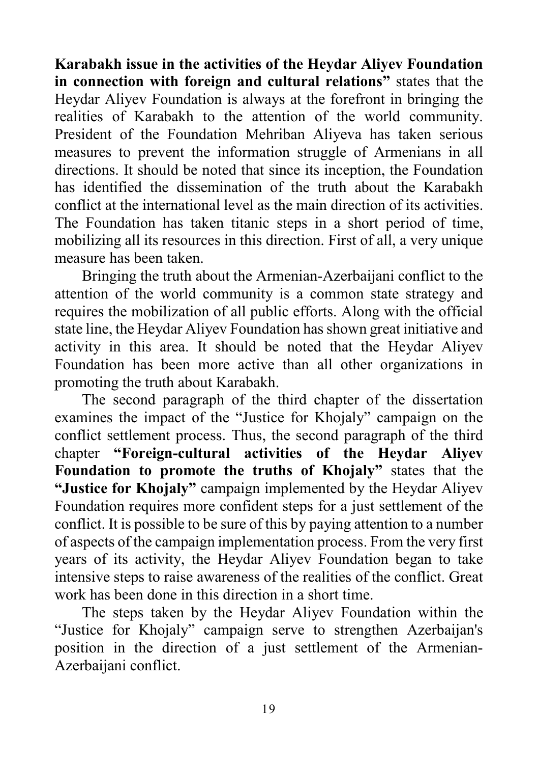**Karabakh issue in the activities of the Heydar Aliyev Foundation in connection with foreign and cultural relations"** states that the Heydar Aliyev Foundation is always at the forefront in bringing the realities of Karabakh to the attention of the world community. President of the Foundation Mehriban Aliyeva has taken serious measures to prevent the information struggle of Armenians in all directions. It should be noted that since its inception, the Foundation has identified the dissemination of the truth about the Karabakh conflict at the international level as the main direction of its activities. The Foundation has taken titanic steps in a short period of time, mobilizing all its resources in this direction. First of all, a very unique measure has been taken.

Bringing the truth about the Armenian-Azerbaijani conflict to the attention of the world community is a common state strategy and requires the mobilization of all public efforts. Along with the official state line, the Heydar Aliyev Foundation has shown great initiative and activity in this area. It should be noted that the Heydar Aliyev Foundation has been more active than all other organizations in promoting the truth about Karabakh.

The second paragraph of the third chapter of the dissertation examines the impact of the "Justice for Khojaly" campaign on the conflict settlement process. Thus, the second paragraph of the third chapter **"Foreign-cultural activities of the Heydar Aliyev Foundation to promote the truths of Khojaly"** states that the **"Justice for Khojaly"** campaign implemented by the Heydar Aliyev Foundation requires more confident steps for a just settlement of the conflict. It is possible to be sure of this by paying attention to a number of aspects of the campaign implementation process. From the very first years of its activity, the Heydar Aliyev Foundation began to take intensive steps to raise awareness of the realities of the conflict. Great work has been done in this direction in a short time.

The steps taken by the Heydar Aliyev Foundation within the "Justice for Khojaly" campaign serve to strengthen Azerbaijan's position in the direction of a just settlement of the Armenian-Azerbaijani conflict.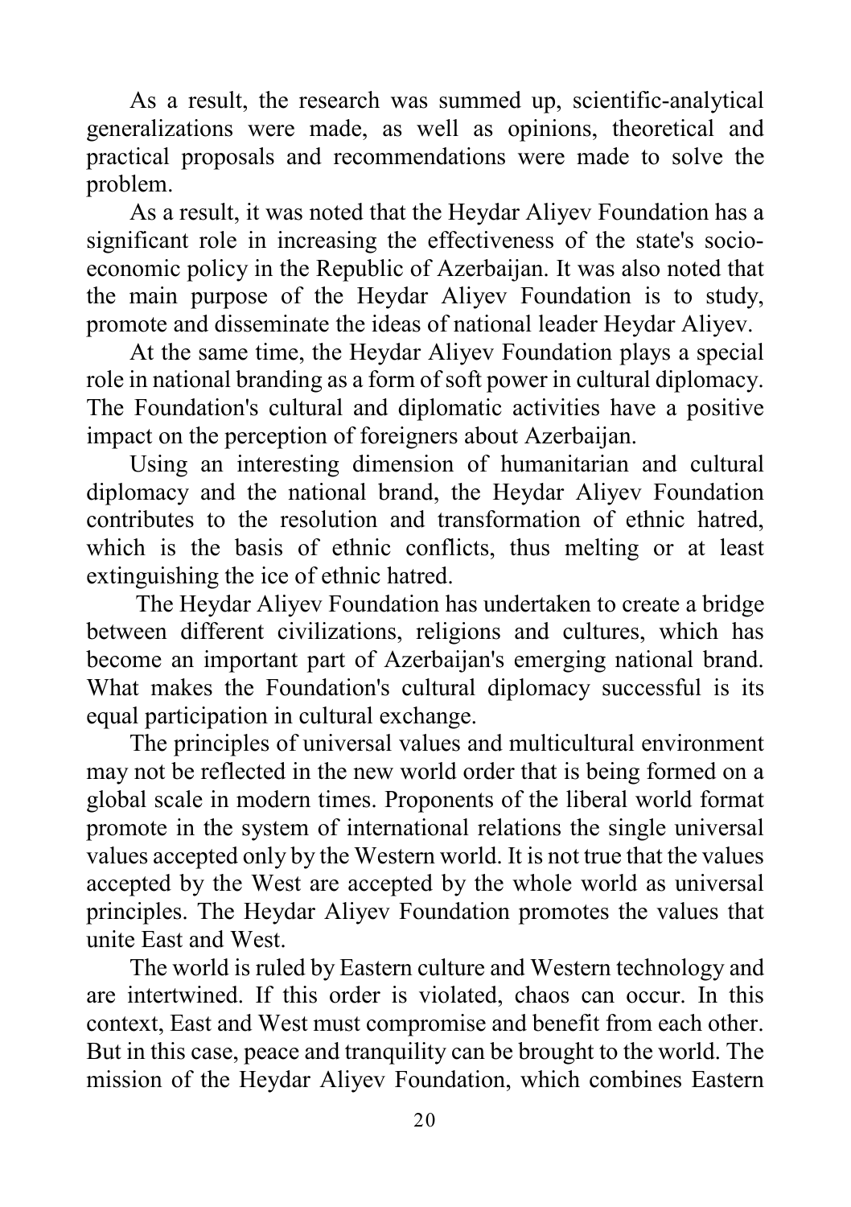As a result, the research was summed up, scientific-analytical generalizations were made, as well as opinions, theoretical and practical proposals and recommendations were made to solve the problem.

As a result, it was noted that the Heydar Aliyev Foundation has a significant role in increasing the effectiveness of the state's socio-economic policy in the Republic of Azerbaijan. It was also noted that the main purpose of the Heydar Aliyev Foundation is to study, promote and disseminate the ideas of national leader Heydar Aliyev.

At the same time, the Heydar Aliyev Foundation plays a special role in national branding as a form of soft power in cultural diplomacy. The Foundation's cultural and diplomatic activities have a positive impact on the perception of foreigners about Azerbaijan.

Using an interesting dimension of humanitarian and cultural diplomacy and the national brand, the Heydar Aliyev Foundation contributes to the resolution and transformation of ethnic hatred, which is the basis of ethnic conflicts, thus melting or at least extinguishing the ice of ethnic hatred.

The Heydar Aliyev Foundation has undertaken to create a bridge between different civilizations, religions and cultures, which has become an important part of Azerbaijan's emerging national brand. What makes the Foundation's cultural diplomacy successful is its equal participation in cultural exchange.

The principles of universal values and multicultural environment may not be reflected in the new world order that is being formed on a global scale in modern times. Proponents of the liberal world format promote in the system of international relations the single universal values accepted only by the Western world. It is not true that the values accepted by the West are accepted by the whole world as universal principles. The Heydar Aliyev Foundation promotes the values that unite East and West.

The world is ruled by Eastern culture and Western technology and are intertwined. If this order is violated, chaos can occur. In this context, East and West must compromise and benefit from each other. But in this case, peace and tranquility can be brought to the world. The mission of the Heydar Aliyev Foundation, which combines Eastern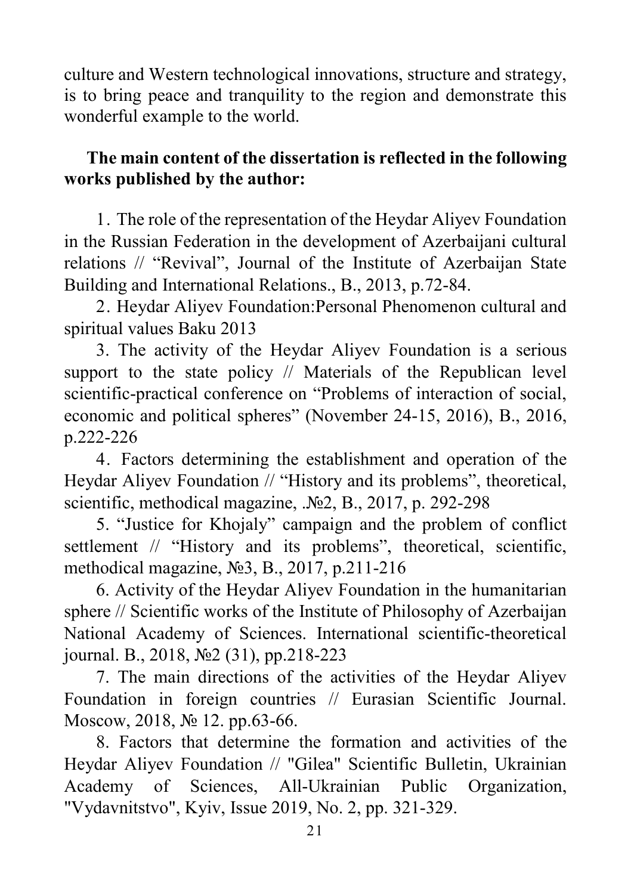culture and Western technological innovations, structure and strategy, is to bring peace and tranquility to the region and demonstrate this wonderful example to the world.

**The main content of the dissertation is reflected in the following works published by the author:**

1. The role of the representation of the Heydar Aliyev Foundation in the Russian Federation in the development of Azerbaijani cultural relations // "Revival", Journal of the Institute of Azerbaijan State Building and International Relations., B., 2013, p.72-84.
2. Heydar Aliyev Foundation:Personal Phenomenon cultural and spiritual values Baku 2013
3. The activity of the Heydar Aliyev Foundation is a serious support to the state policy // Materials of the Republican level scientific-practical conference on "Problems of interaction of social, economic and political spheres" (November 24-15, 2016), B., 2016, p.222-226
4. Factors determining the establishment and operation of the Heydar Aliyev Foundation // "History and its problems", theoretical, scientific, methodical magazine, .№2, B., 2017, p. 292-298
5. "Justice for Khojaly" campaign and the problem of conflict settlement // "History and its problems", theoretical, scientific, methodical magazine, №3, B., 2017, p.211-216
6. Activity of the Heydar Aliyev Foundation in the humanitarian sphere // Scientific works of the Institute of Philosophy of Azerbaijan National Academy of Sciences. International scientific-theoretical journal. B., 2018, №2 (31), pp.218-223
7. The main directions of the activities of the Heydar Aliyev Foundation in foreign countries // Eurasian Scientific Journal. Moscow, 2018, № 12. pp.63-66.
8. Factors that determine the formation and activities of the Heydar Aliyev Foundation // "Gilea" Scientific Bulletin, Ukrainian Academy of Sciences, All-Ukrainian Public Organization, "Vydavnitstvo", Kyiv, Issue 2019, No. 2, pp. 321-329.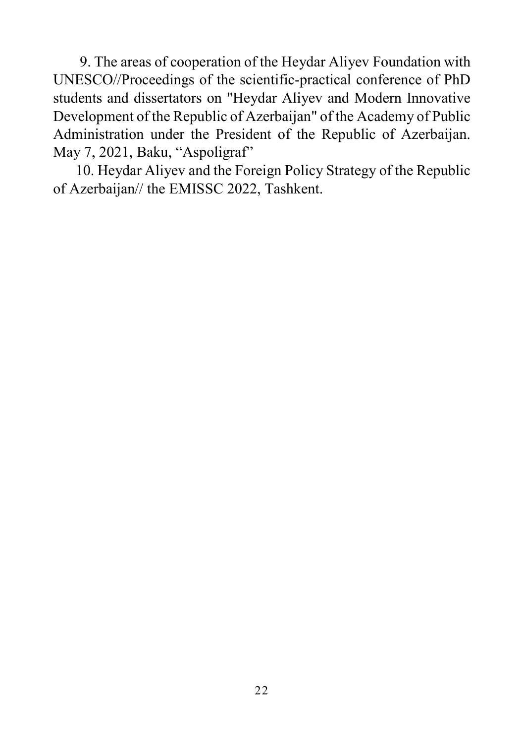9. The areas of cooperation of the Heydar Aliyev Foundation with UNESCO//Proceedings of the scientific-practical conference of PhD students and dissertators on "Heydar Aliyev and Modern Innovative Development of the Republic of Azerbaijan" of the Academy of Public Administration under the President of the Republic of Azerbaijan. May 7, 2021, Baku, "Aspoligraf"

10. Heydar Aliyev and the Foreign Policy Strategy of the Republic of Azerbaijan// the EMISSC 2022, Tashkent.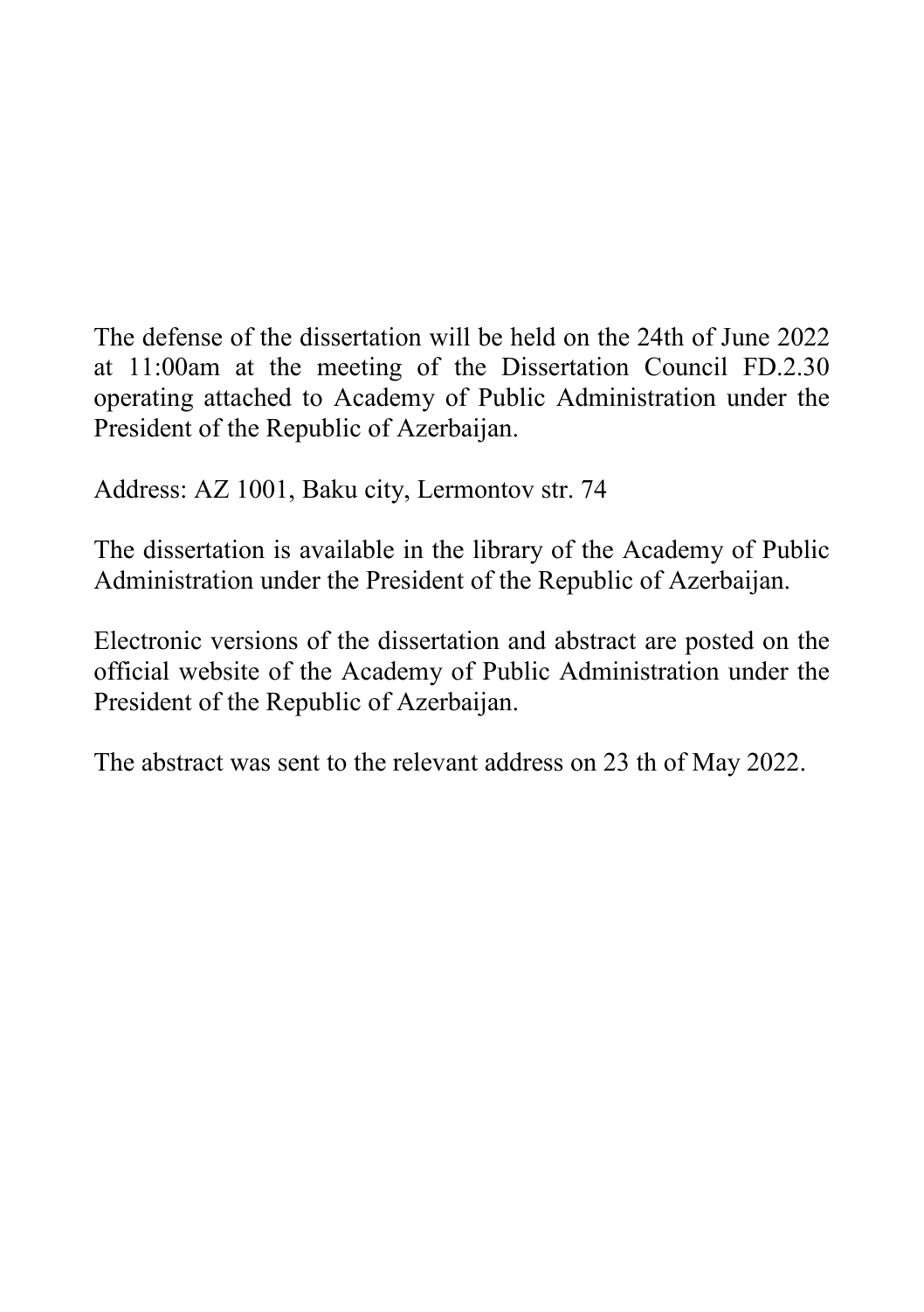The defense of the dissertation will be held on the 24th of June 2022 at 11:00am at the meeting of the Dissertation Council FD.2.30 operating attached to Academy of Public Administration under the President of the Republic of Azerbaijan.

Address: AZ 1001, Baku city, Lermontov str. 74

The dissertation is available in the library of the Academy of Public Administration under the President of the Republic of Azerbaijan.

Electronic versions of the dissertation and abstract are posted on the official website of the Academy of Public Administration under the President of the Republic of Azerbaijan.

The abstract was sent to the relevant address on 23 th of May 2022.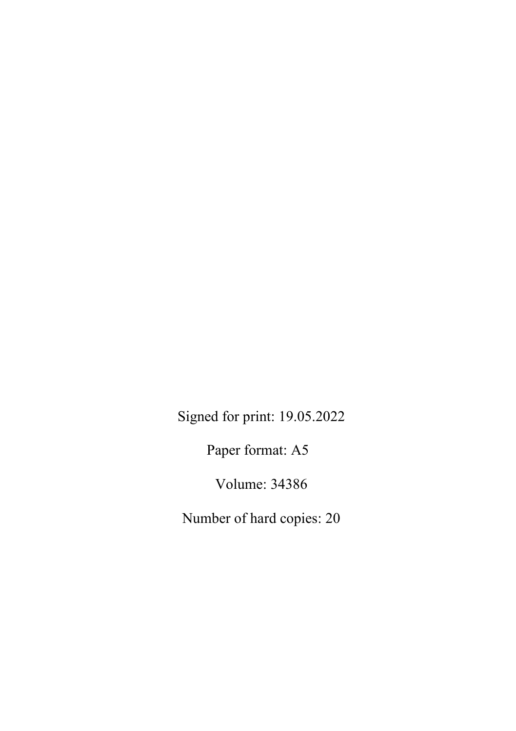Signed for print: 19.05.2022

Paper format: A5

Volume: 34386

Number of hard copies: 20